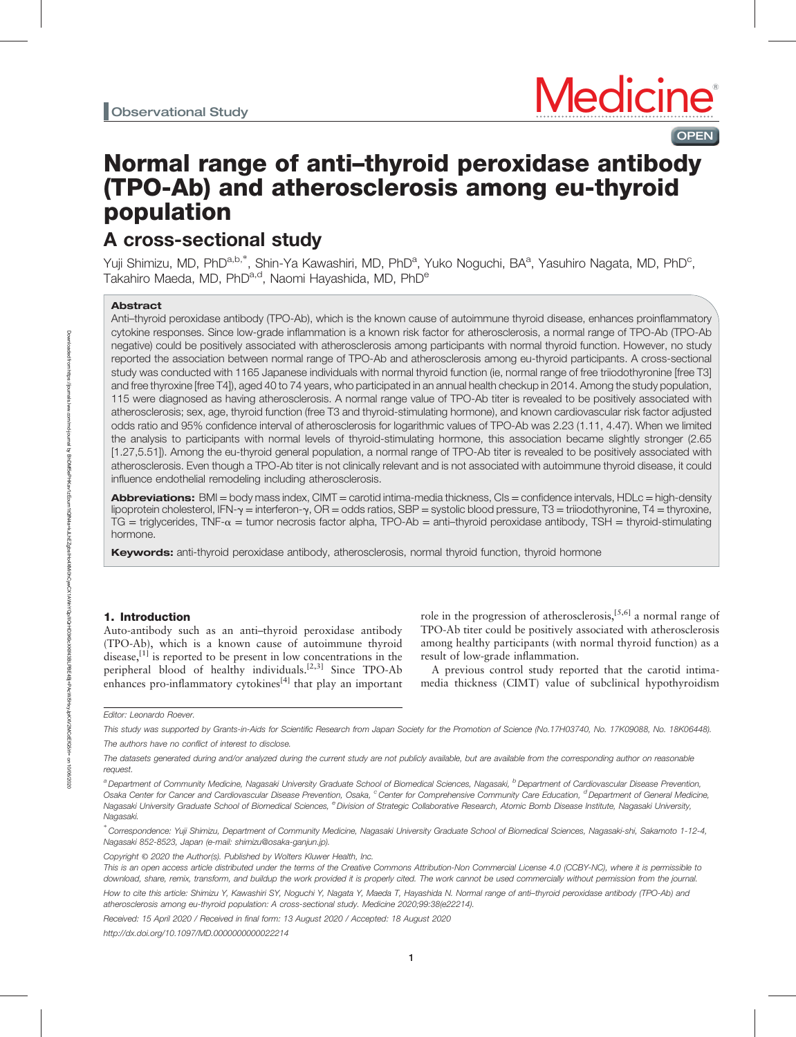Observational Study

# Normal range of anti–thyroid peroxidase antibody (TPO-Ab) and atherosclerosis among eu-thyroid population

## A cross-sectional study

Yuji Shimizu, MD, PhD[a,b,*], Shin-Ya Kawashiri, MD, PhD[a], Yuko Noguchi, BA[a], Yasuhiro Nagata, MD, PhD[c], Takahiro Maeda, MD, PhD[a,d], Naomi Hayashida, MD, PhD[e]

### Abstract

Anti–thyroid peroxidase antibody (TPO-Ab), which is the known cause of autoimmune thyroid disease, enhances proinflammatory cytokine responses. Since low-grade inflammation is a known risk factor for atherosclerosis, a normal range of TPO-Ab (TPO-Ab negative) could be positively associated with atherosclerosis among participants with normal thyroid function. However, no study reported the association between normal range of TPO-Ab and atherosclerosis among eu-thyroid participants. A cross-sectional study was conducted with 1165 Japanese individuals with normal thyroid function (ie, normal range of free triiodothyronine [free T3] and free thyroxine [free T4]), aged 40 to 74 years, who participated in an annual health checkup in 2014. Among the study population, 115 were diagnosed as having atherosclerosis. A normal range value of TPO-Ab titer is revealed to be positively associated with atherosclerosis; sex, age, thyroid function (free T3 and thyroid-stimulating hormone), and known cardiovascular risk factor adjusted odds ratio and 95% confidence interval of atherosclerosis for logarithmic values of TPO-Ab was 2.23 (1.11, 4.47). When we limited the analysis to participants with normal levels of thyroid-stimulating hormone, this association became slightly stronger (2.65 [1.27,5.51]). Among the eu-thyroid general population, a normal range of TPO-Ab titer is revealed to be positively associated with atherosclerosis. Even though a TPO-Ab titer is not clinically relevant and is not associated with autoimmune thyroid disease, it could influence endothelial remodeling including atherosclerosis.

**Abbreviations:** BMI = body mass index, CIMT = carotid intima-media thickness, CIs = confidence intervals, HDLc = high-density lipoprotein cholesterol, IFN-γ = interferon-γ, OR = odds ratios, SBP = systolic blood pressure, T3 = triiodothyronine, T4 = thyroxine, TG = triglycerides, TNF-α = tumor necrosis factor alpha, TPO-Ab = anti–thyroid peroxidase antibody, TSH = thyroid-stimulating hormone.

**Keywords:** anti-thyroid peroxidase antibody, atherosclerosis, normal thyroid function, thyroid hormone

## 1. Introduction

Auto-antibody such as an anti–thyroid peroxidase antibody (TPO-Ab), which is a known cause of autoimmune thyroid disease,[1] is reported to be present in low concentrations in the peripheral blood of healthy individuals.[2,3] Since TPO-Ab enhances pro-inflammatory cytokines[4] that play an important role in the progression of atherosclerosis,[5,6] a normal range of TPO-Ab titer could be positively associated with atherosclerosis among healthy participants (with normal thyroid function) as a result of low-grade inflammation.

A previous control study reported that the carotid intima-media thickness (CIMT) value of subclinical hypothyroidism

---

Editor: Leonardo Roever.

This study was supported by Grants-in-Aids for Scientific Research from Japan Society for the Promotion of Science (No.17H03740, No. 17K09088, No. 18K06448).

The authors have no conflict of interest to disclose.

The datasets generated during and/or analyzed during the current study are not publicly available, but are available from the corresponding author on reasonable request.

[a] Department of Community Medicine, Nagasaki University Graduate School of Biomedical Sciences, Nagasaki, [b] Department of Cardiovascular Disease Prevention, Osaka Center for Cancer and Cardiovascular Disease Prevention, Osaka, [c] Center for Comprehensive Community Care Education, [d] Department of General Medicine, Nagasaki University Graduate School of Biomedical Sciences, [e] Division of Strategic Collaborative Research, Atomic Bomb Disease Institute, Nagasaki University, Nagasaki.

[*] Correspondence: Yuji Shimizu, Department of Community Medicine, Nagasaki University Graduate School of Biomedical Sciences, Nagasaki-shi, Sakamoto 1-12-4, Nagasaki 852-8523, Japan (e-mail: shimizu@osaka-ganjun.jp).

Copyright © 2020 the Author(s). Published by Wolters Kluwer Health, Inc.

This is an open access article distributed under the terms of the Creative Commons Attribution-Non Commercial License 4.0 (CCBY-NC), where it is permissible to download, share, remix, transform, and buildup the work provided it is properly cited. The work cannot be used commercially without permission from the journal.

How to cite this article: Shimizu Y, Kawashiri SY, Noguchi Y, Nagata Y, Maeda T, Hayashida N. Normal range of anti–thyroid peroxidase antibody (TPO-Ab) and atherosclerosis among eu-thyroid population: A cross-sectional study. Medicine 2020;99:38(e22214).

Received: 15 April 2020 / Received in final form: 13 August 2020 / Accepted: 18 August 2020

http://dx.doi.org/10.1097/MD.0000000000022214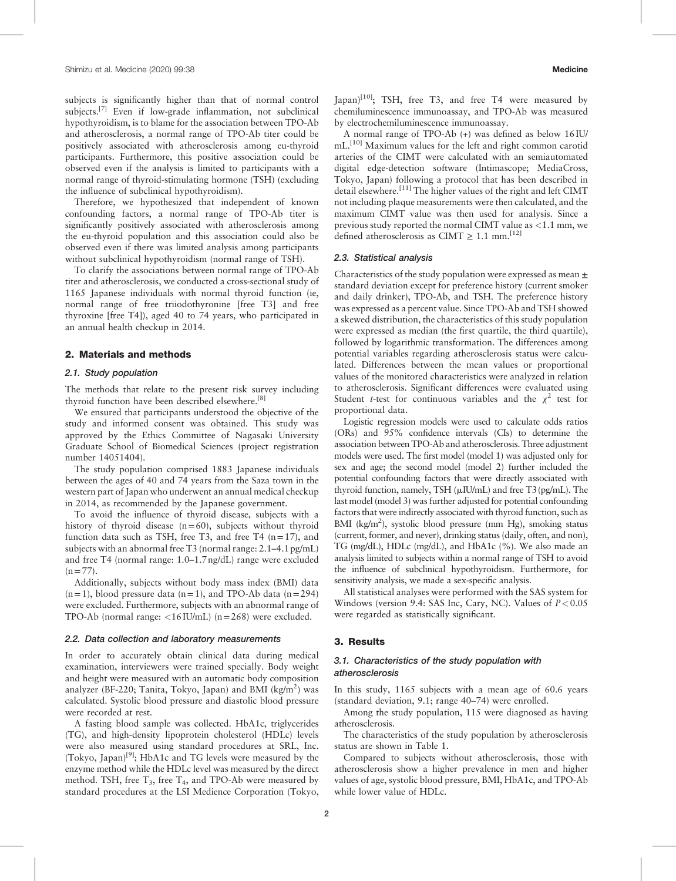subjects is significantly higher than that of normal control subjects.[7] Even if low-grade inflammation, not subclinical hypothyroidism, is to blame for the association between TPO-Ab and atherosclerosis, a normal range of TPO-Ab titer could be positively associated with atherosclerosis among eu-thyroid participants. Furthermore, this positive association could be observed even if the analysis is limited to participants with a normal range of thyroid-stimulating hormone (TSH) (excluding the influence of subclinical hypothyroidism).

Therefore, we hypothesized that independent of known confounding factors, a normal range of TPO-Ab titer is significantly positively associated with atherosclerosis among the eu-thyroid population and this association could also be observed even if there was limited analysis among participants without subclinical hypothyroidism (normal range of TSH).

To clarify the associations between normal range of TPO-Ab titer and atherosclerosis, we conducted a cross-sectional study of 1165 Japanese individuals with normal thyroid function (ie, normal range of free triiodothyronine [free T3] and free thyroxine [free T4]), aged 40 to 74 years, who participated in an annual health checkup in 2014.

## 2. Materials and methods

### 2.1. Study population

The methods that relate to the present risk survey including thyroid function have been described elsewhere.[8]

We ensured that participants understood the objective of the study and informed consent was obtained. This study was approved by the Ethics Committee of Nagasaki University Graduate School of Biomedical Sciences (project registration number 14051404).

The study population comprised 1883 Japanese individuals between the ages of 40 and 74 years from the Saza town in the western part of Japan who underwent an annual medical checkup in 2014, as recommended by the Japanese government.

To avoid the influence of thyroid disease, subjects with a history of thyroid disease (n=60), subjects without thyroid function data such as TSH, free T3, and free T4 (n=17), and subjects with an abnormal free T3 (normal range: 2.1–4.1 pg/mL) and free T4 (normal range: 1.0–1.7 ng/dL) range were excluded (n=77).

Additionally, subjects without body mass index (BMI) data (n=1), blood pressure data (n=1), and TPO-Ab data (n=294) were excluded. Furthermore, subjects with an abnormal range of TPO-Ab (normal range: <16 IU/mL) (n=268) were excluded.

### 2.2. Data collection and laboratory measurements

In order to accurately obtain clinical data during medical examination, interviewers were trained specially. Body weight and height were measured with an automatic body composition analyzer (BF-220; Tanita, Tokyo, Japan) and BMI (kg/m$^2$) was calculated. Systolic blood pressure and diastolic blood pressure were recorded at rest.

A fasting blood sample was collected. HbA1c, triglycerides (TG), and high-density lipoprotein cholesterol (HDLc) levels were also measured using standard procedures at SRL, Inc. (Tokyo, Japan)[9]; HbA1c and TG levels were measured by the enzyme method while the HDLc level was measured by the direct method. TSH, free $T_3$, free $T_4$, and TPO-Ab were measured by standard procedures at the LSI Medience Corporation (Tokyo, Japan)[10]; TSH, free T3, and free T4 were measured by chemiluminescence immunoassay, and TPO-Ab was measured by electrochemiluminescence immunoassay.

A normal range of TPO-Ab (+) was defined as below 16 IU/mL.[10] Maximum values for the left and right common carotid arteries of the CIMT were calculated with an semiautomated digital edge-detection software (Intimascope; MediaCross, Tokyo, Japan) following a protocol that has been described in detail elsewhere.[11] The higher values of the right and left CIMT not including plaque measurements were then calculated, and the maximum CIMT value was then used for analysis. Since a previous study reported the normal CIMT value as <1.1 mm, we defined atherosclerosis as CIMT $\geq$ 1.1 mm.[12]

### 2.3. Statistical analysis

Characteristics of the study population were expressed as mean ± standard deviation except for preference history (current smoker and daily drinker), TPO-Ab, and TSH. The preference history was expressed as a percent value. Since TPO-Ab and TSH showed a skewed distribution, the characteristics of this study population were expressed as median (the first quartile, the third quartile), followed by logarithmic transformation. The differences among potential variables regarding atherosclerosis status were calculated. Differences between the mean values or proportional values of the monitored characteristics were analyzed in relation to atherosclerosis. Significant differences were evaluated using Student *t*-test for continuous variables and the $\chi^2$ test for proportional data.

Logistic regression models were used to calculate odds ratios (ORs) and 95% confidence intervals (CIs) to determine the association between TPO-Ab and atherosclerosis. Three adjustment models were used. The first model (model 1) was adjusted only for sex and age; the second model (model 2) further included the potential confounding factors that were directly associated with thyroid function, namely, TSH (μIU/mL) and free T3 (pg/mL). The last model (model 3) was further adjusted for potential confounding factors that were indirectly associated with thyroid function, such as BMI (kg/m$^2$), systolic blood pressure (mm Hg), smoking status (current, former, and never), drinking status (daily, often, and non), TG (mg/dL), HDLc (mg/dL), and HbA1c (%). We also made an analysis limited to subjects within a normal range of TSH to avoid the influence of subclinical hypothyroidism. Furthermore, for sensitivity analysis, we made a sex-specific analysis.

All statistical analyses were performed with the SAS system for Windows (version 9.4: SAS Inc, Cary, NC). Values of $P < 0.05$ were regarded as statistically significant.

## 3. Results

### 3.1. Characteristics of the study population with atherosclerosis

In this study, 1165 subjects with a mean age of 60.6 years (standard deviation, 9.1; range 40–74) were enrolled.

Among the study population, 115 were diagnosed as having atherosclerosis.

The characteristics of the study population by atherosclerosis status are shown in Table 1.

Compared to subjects without atherosclerosis, those with atherosclerosis show a higher prevalence in men and higher values of age, systolic blood pressure, BMI, HbA1c, and TPO-Ab while lower value of HDLc.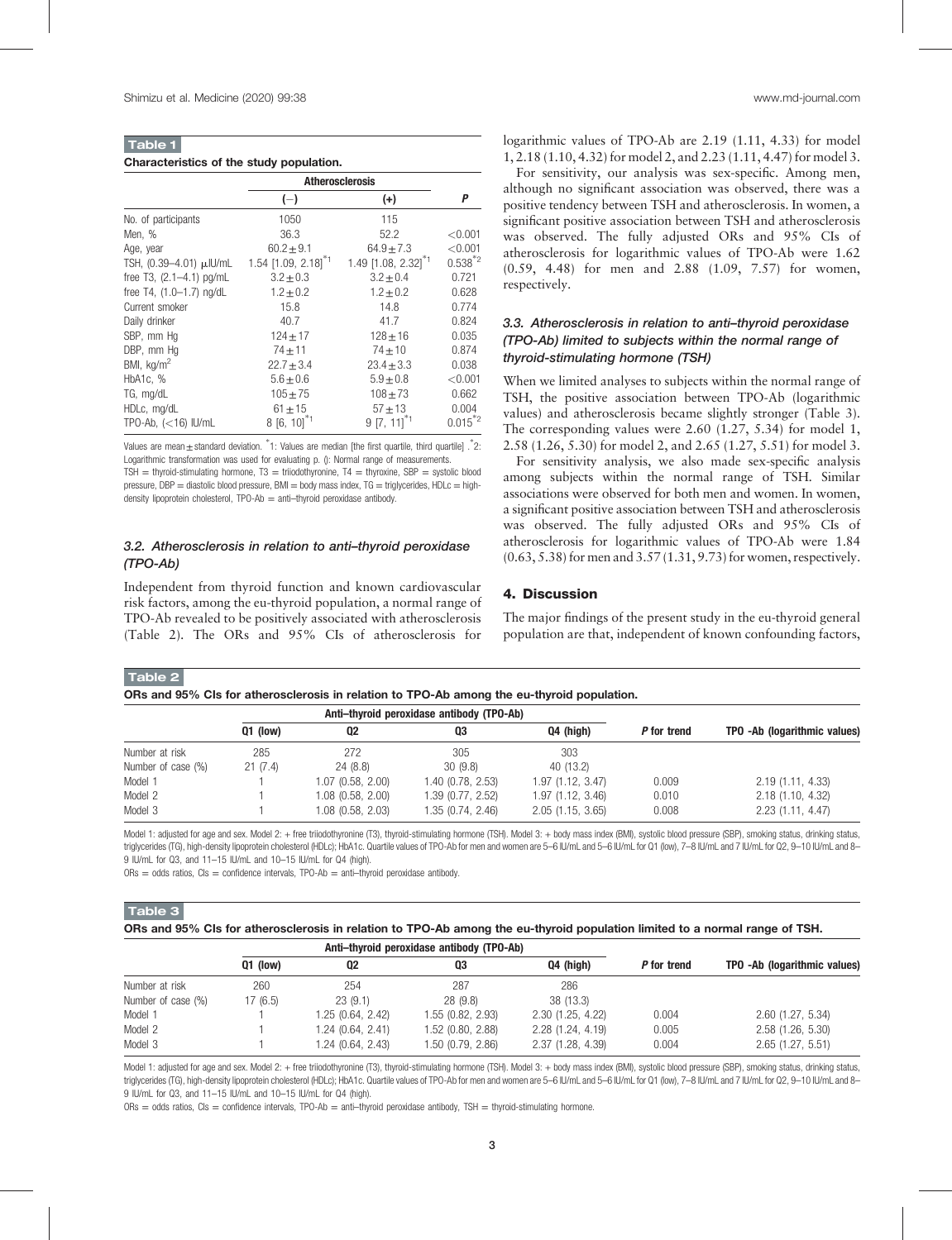**Table 1**

**Characteristics of the study population.**

| | Atherosclerosis | | |
|---|---|---|---|
| | (−) | (+) | *P* |
| No. of participants | 1050 | 115 | |
| Men, % | 36.3 | 52.2 | <0.001 |
| Age, year | 60.2±9.1 | 64.9±7.3 | <0.001 |
| TSH, (0.39–4.01) μIU/mL | 1.54 [1.09, 2.18]*1 | 1.49 [1.08, 2.32]*1 | 0.538*2 |
| free T3, (2.1–4.1) pg/mL | 3.2±0.3 | 3.2±0.4 | 0.721 |
| free T4, (1.0–1.7) ng/dL | 1.2±0.2 | 1.2±0.2 | 0.628 |
| Current smoker | 15.8 | 14.8 | 0.774 |
| Daily drinker | 40.7 | 41.7 | 0.824 |
| SBP, mm Hg | 124±17 | 128±16 | 0.035 |
| DBP, mm Hg | 74±11 | 74±10 | 0.874 |
| BMI, kg/m$^2$ | 22.7±3.4 | 23.4±3.3 | 0.038 |
| HbA1c, % | 5.6±0.6 | 5.9±0.8 | <0.001 |
| TG, mg/dL | 105±75 | 108±73 | 0.662 |
| HDLc, mg/dL | 61±15 | 57±13 | 0.004 |
| TPO-Ab, (<16) IU/mL | 8 [6, 10]*1 | 9 [7, 11]*1 | 0.015*2 |

Values are mean±standard deviation. *1: Values are median [the first quartile, third quartile]. *2: Logarithmic transformation was used for evaluating p. (): Normal range of measurements.
TSH = thyroid-stimulating hormone, T3 = triiodothyronine, T4 = thyroxine, SBP = systolic blood pressure, DBP = diastolic blood pressure, BMI = body mass index, TG = triglycerides, HDLc = high-density lipoprotein cholesterol, TPO-Ab = anti–thyroid peroxidase antibody.

### 3.2. Atherosclerosis in relation to anti–thyroid peroxidase (TPO-Ab)

Independent from thyroid function and known cardiovascular risk factors, among the eu-thyroid population, a normal range of TPO-Ab revealed to be positively associated with atherosclerosis (Table 2). The ORs and 95% CIs of atherosclerosis for logarithmic values of TPO-Ab are 2.19 (1.11, 4.33) for model 1, 2.18 (1.10, 4.32) for model 2, and 2.23 (1.11, 4.47) for model 3.

For sensitivity, our analysis was sex-specific. Among men, although no significant association was observed, there was a positive tendency between TSH and atherosclerosis. In women, a significant positive association between TSH and atherosclerosis was observed. The fully adjusted ORs and 95% CIs of atherosclerosis for logarithmic values of TPO-Ab were 1.62 (0.59, 4.48) for men and 2.88 (1.09, 7.57) for women, respectively.

### 3.3. Atherosclerosis in relation to anti–thyroid peroxidase (TPO-Ab) limited to subjects within the normal range of thyroid-stimulating hormone (TSH)

When we limited analyses to subjects within the normal range of TSH, the positive association between TPO-Ab (logarithmic values) and atherosclerosis became slightly stronger (Table 3). The corresponding values were 2.60 (1.27, 5.34) for model 1, 2.58 (1.26, 5.30) for model 2, and 2.65 (1.27, 5.51) for model 3.

For sensitivity analysis, we also made sex-specific analysis among subjects within the normal range of TSH. Similar associations were observed for both men and women. In women, a significant positive association between TSH and atherosclerosis was observed. The fully adjusted ORs and 95% CIs of atherosclerosis for logarithmic values of TPO-Ab were 1.84 (0.63, 5.38) for men and 3.57 (1.31, 9.73) for women, respectively.

## 4. Discussion

The major findings of the present study in the eu-thyroid general population are that, independent of known confounding factors,

**Table 2**

**ORs and 95% CIs for atherosclerosis in relation to TPO-Ab among the eu-thyroid population.**

| | Anti–thyroid peroxidase antibody (TPO-Ab) | | | | | |
|---|---|---|---|---|---|---|
| | Q1 (low) | Q2 | Q3 | Q4 (high) | *P* for trend | TPO -Ab (logarithmic values) |
| Number at risk | 285 | 272 | 305 | 303 | | |
| Number of case (%) | 21 (7.4) | 24 (8.8) | 30 (9.8) | 40 (13.2) | | |
| Model 1 | 1 | 1.07 (0.58, 2.00) | 1.40 (0.78, 2.53) | 1.97 (1.12, 3.47) | 0.009 | 2.19 (1.11, 4.33) |
| Model 2 | 1 | 1.08 (0.58, 2.00) | 1.39 (0.77, 2.52) | 1.97 (1.12, 3.46) | 0.010 | 2.18 (1.10, 4.32) |
| Model 3 | 1 | 1.08 (0.58, 2.03) | 1.35 (0.74, 2.46) | 2.05 (1.15, 3.65) | 0.008 | 2.23 (1.11, 4.47) |

Model 1: adjusted for age and sex. Model 2: + free triiodothyronine (T3), thyroid-stimulating hormone (TSH). Model 3: + body mass index (BMI), systolic blood pressure (SBP), smoking status, drinking status, triglycerides (TG), high-density lipoprotein cholesterol (HDLc); HbA1c. Quartile values of TPO-Ab for men and women are 5–6 IU/mL and 5–6 IU/mL for Q1 (low), 7–8 IU/mL and 7 IU/mL for Q2, 9–10 IU/mL and 8–9 IU/mL for Q3, and 11–15 IU/mL and 10–15 IU/mL for Q4 (high).
ORs = odds ratios, CIs = confidence intervals, TPO-Ab = anti–thyroid peroxidase antibody.

**Table 3**

**ORs and 95% CIs for atherosclerosis in relation to TPO-Ab among the eu-thyroid population limited to a normal range of TSH.**

| | Anti–thyroid peroxidase antibody (TPO-Ab) | | | | | |
|---|---|---|---|---|---|---|
| | Q1 (low) | Q2 | Q3 | Q4 (high) | *P* for trend | TPO -Ab (logarithmic values) |
| Number at risk | 260 | 254 | 287 | 286 | | |
| Number of case (%) | 17 (6.5) | 23 (9.1) | 28 (9.8) | 38 (13.3) | | |
| Model 1 | 1 | 1.25 (0.64, 2.42) | 1.55 (0.82, 2.93) | 2.30 (1.25, 4.22) | 0.004 | 2.60 (1.27, 5.34) |
| Model 2 | 1 | 1.24 (0.64, 2.41) | 1.52 (0.80, 2.88) | 2.28 (1.24, 4.19) | 0.005 | 2.58 (1.26, 5.30) |
| Model 3 | 1 | 1.24 (0.64, 2.43) | 1.50 (0.79, 2.86) | 2.37 (1.28, 4.39) | 0.004 | 2.65 (1.27, 5.51) |

Model 1: adjusted for age and sex. Model 2: + free triiodothyronine (T3), thyroid-stimulating hormone (TSH). Model 3: + body mass index (BMI), systolic blood pressure (SBP), smoking status, drinking status, triglycerides (TG), high-density lipoprotein cholesterol (HDLc); HbA1c. Quartile values of TPO-Ab for men and women are 5–6 IU/mL and 5–6 IU/mL for Q1 (low), 7–8 IU/mL and 7 IU/mL for Q2, 9–10 IU/mL and 8–9 IU/mL for Q3, and 11–15 IU/mL and 10–15 IU/mL for Q4 (high).
ORs = odds ratios, CIs = confidence intervals, TPO-Ab = anti–thyroid peroxidase antibody, TSH = thyroid-stimulating hormone.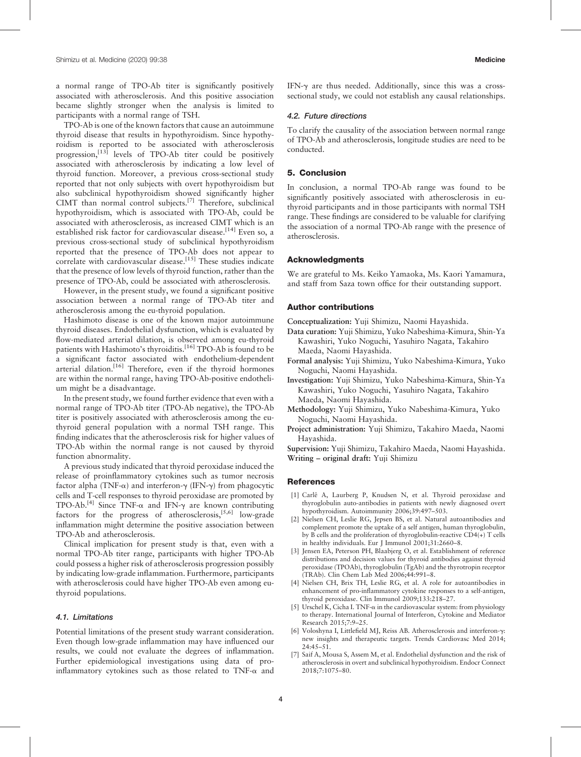a normal range of TPO-Ab titer is significantly positively associated with atherosclerosis. And this positive association became slightly stronger when the analysis is limited to participants with a normal range of TSH.

TPO-Ab is one of the known factors that cause an autoimmune thyroid disease that results in hypothyroidism. Since hypothyroidism is reported to be associated with atherosclerosis progression,[13] levels of TPO-Ab titer could be positively associated with atherosclerosis by indicating a low level of thyroid function. Moreover, a previous cross-sectional study reported that not only subjects with overt hypothyroidism but also subclinical hypothyroidism showed significantly higher CIMT than normal control subjects.[7] Therefore, subclinical hypothyroidism, which is associated with TPO-Ab, could be associated with atherosclerosis, as increased CIMT which is an established risk factor for cardiovascular disease.[14] Even so, a previous cross-sectional study of subclinical hypothyroidism reported that the presence of TPO-Ab does not appear to correlate with cardiovascular disease.[15] These studies indicate that the presence of low levels of thyroid function, rather than the presence of TPO-Ab, could be associated with atherosclerosis.

However, in the present study, we found a significant positive association between a normal range of TPO-Ab titer and atherosclerosis among the eu-thyroid population.

Hashimoto disease is one of the known major autoimmune thyroid diseases. Endothelial dysfunction, which is evaluated by flow-mediated arterial dilation, is observed among eu-thyroid patients with Hashimoto's thyroiditis.[16] TPO-Ab is found to be a significant factor associated with endothelium-dependent arterial dilation.[16] Therefore, even if the thyroid hormones are within the normal range, having TPO-Ab-positive endothelium might be a disadvantage.

In the present study, we found further evidence that even with a normal range of TPO-Ab titer (TPO-Ab negative), the TPO-Ab titer is positively associated with atherosclerosis among the eu-thyroid general population with a normal TSH range. This finding indicates that the atherosclerosis risk for higher values of TPO-Ab within the normal range is not caused by thyroid function abnormality.

A previous study indicated that thyroid peroxidase induced the release of proinflammatory cytokines such as tumor necrosis factor alpha (TNF-$\alpha$) and interferon-$\gamma$ (IFN-$\gamma$) from phagocytic cells and T-cell responses to thyroid peroxidase are promoted by TPO-Ab.[4] Since TNF-$\alpha$ and IFN-$\gamma$ are known contributing factors for the progress of atherosclerosis,[5,6] low-grade inflammation might determine the positive association between TPO-Ab and atherosclerosis.

Clinical implication for present study is that, even with a normal TPO-Ab titer range, participants with higher TPO-Ab could possess a higher risk of atherosclerosis progression possibly by indicating low-grade inflammation. Furthermore, participants with atherosclerosis could have higher TPO-Ab even among eu-thyroid populations.

### 4.1. Limitations

Potential limitations of the present study warrant consideration. Even though low-grade inflammation may have influenced our results, we could not evaluate the degrees of inflammation. Further epidemiological investigations using data of pro-inflammatory cytokines such as those related to TNF-$\alpha$ and IFN-$\gamma$ are thus needed. Additionally, since this was a cross-sectional study, we could not establish any causal relationships.

### 4.2. Future directions

To clarify the causality of the association between normal range of TPO-Ab and atherosclerosis, longitude studies are need to be conducted.

## 5. Conclusion

In conclusion, a normal TPO-Ab range was found to be significantly positively associated with atherosclerosis in eu-thyroid participants and in those participants with normal TSH range. These findings are considered to be valuable for clarifying the association of a normal TPO-Ab range with the presence of atherosclerosis.

## Acknowledgments

We are grateful to Ms. Keiko Yamaoka, Ms. Kaori Yamamura, and staff from Saza town office for their outstanding support.

## Author contributions

**Conceptualization:** Yuji Shimizu, Naomi Hayashida.

**Data curation:** Yuji Shimizu, Yuko Nabeshima-Kimura, Shin-Ya Kawashiri, Yuko Noguchi, Yasuhiro Nagata, Takahiro Maeda, Naomi Hayashida.

**Formal analysis:** Yuji Shimizu, Yuko Nabeshima-Kimura, Yuko Noguchi, Naomi Hayashida.

**Investigation:** Yuji Shimizu, Yuko Nabeshima-Kimura, Shin-Ya Kawashiri, Yuko Noguchi, Yasuhiro Nagata, Takahiro Maeda, Naomi Hayashida.

**Methodology:** Yuji Shimizu, Yuko Nabeshima-Kimura, Yuko Noguchi, Naomi Hayashida.

**Project administration:** Yuji Shimizu, Takahiro Maeda, Naomi Hayashida.

**Supervision:** Yuji Shimizu, Takahiro Maeda, Naomi Hayashida.

**Writing – original draft:** Yuji Shimizu

## References

[1] Carlê A, Laurberg P, Knudsen N, et al. Thyroid peroxidase and thyroglobulin auto-antibodies in patients with newly diagnosed overt hypothyroidism. Autoimmunity 2006;39:497–503.

[2] Nielsen CH, Leslie RG, Jepsen BS, et al. Natural autoantibodies and complement promote the uptake of a self antigen, human thyroglobulin, by B cells and the proliferation of thyroglobulin-reactive CD4(+) T cells in healthy individuals. Eur J Immunol 2001;31:2660–8.

[3] Jensen EA, Peterson PH, Blaabjerg O, et al. Establishment of reference distributions and decision values for thyroid antibodies against thyroid peroxidase (TPOAb), thyroglobulin (TgAb) and the thyrotropin receptor (TRAb). Clin Chem Lab Med 2006;44:991–8.

[4] Nielsen CH, Brix TH, Leslie RG, et al. A role for autoantibodies in enhancement of pro-inflammatory cytokine responses to a self-antigen, thyroid peroxidase. Clin Immunol 2009;133:218–27.

[5] Urschel K, Cicha I. TNF-$\alpha$ in the cardiovascular system: from physiology to therapy. International Journal of Interferon, Cytokine and Mediator Research 2015;7:9–25.

[6] Voloshyna I, Littlefield MJ, Reiss AB. Atherosclerosis and interferon-$\gamma$: new insights and therapeutic targets. Trends Cardiovasc Med 2014; 24:45–51.

[7] Saif A, Mousa S, Assem M, et al. Endothelial dysfunction and the risk of atherosclerosis in overt and subclinical hypothyroidism. Endocr Connect 2018;7:1075–80.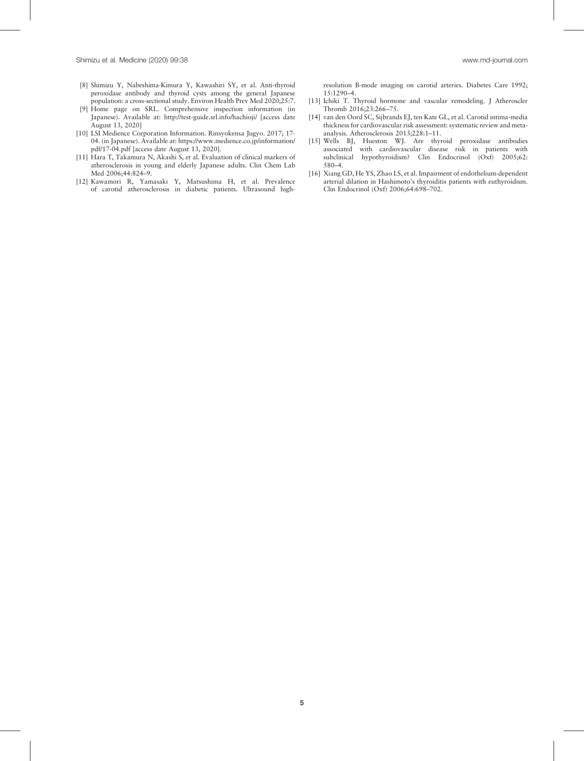[8] Shimizu Y, Nabeshima-Kimura Y, Kawashiri SY, et al. Anti-thyroid peroxidase antibody and thyroid cysts among the general Japanese population: a cross-sectional study. Environ Health Prev Med 2020;25:7.

[9] Home page on SRL. Comprehensive inspection information (in Japanese). Available at: http://test-guide.srl.info/hachioji/ [access date August 13, 2020]

[10] LSI Medience Corporation Information. Rinsyokensa Jugyo. 2017; 17-04. (in Japanese). Available at: https://www.medience.co.jp/information/pdf/17-04.pdf [access date August 13, 2020].

[11] Hara T, Takamura N, Akashi S, et al. Evaluation of clinical markers of atherosclerosis in young and elderly Japanese adults. Clin Chem Lab Med 2006;44:824–9.

[12] Kawamori R, Yamasaki Y, Matsushima H, et al. Prevalence of carotid atherosclerosis in diabetic patients. Ultrasound high-resolution B-mode imaging on carotid arteries. Diabetes Care 1992; 15:1290–4.

[13] Ichiki T. Thyroid hormone and vascular remodeling. J Atheroscler Thromb 2016;23:266–75.

[14] van den Oord SC, Sijbrands EJ, ten Kate GL, et al. Carotid intima-media thickness for cardiovascular risk assessment: systematic review and meta-analysis. Atherosclerosis 2013;228:1–11.

[15] Wells BJ, Hueston WJ. Are thyroid peroxidase antibodies associated with cardiovascular disease risk in patients with subclinical hypothyroidism? Clin Endocrinol (Oxf) 2005;62: 580–4.

[16] Xiang GD, He YS, Zhao LS, et al. Impairment of endothelium-dependent arterial dilation in Hashimoto's thyroiditis patients with euthyroidism. Clin Endocrinol (Oxf) 2006;64:698–702.